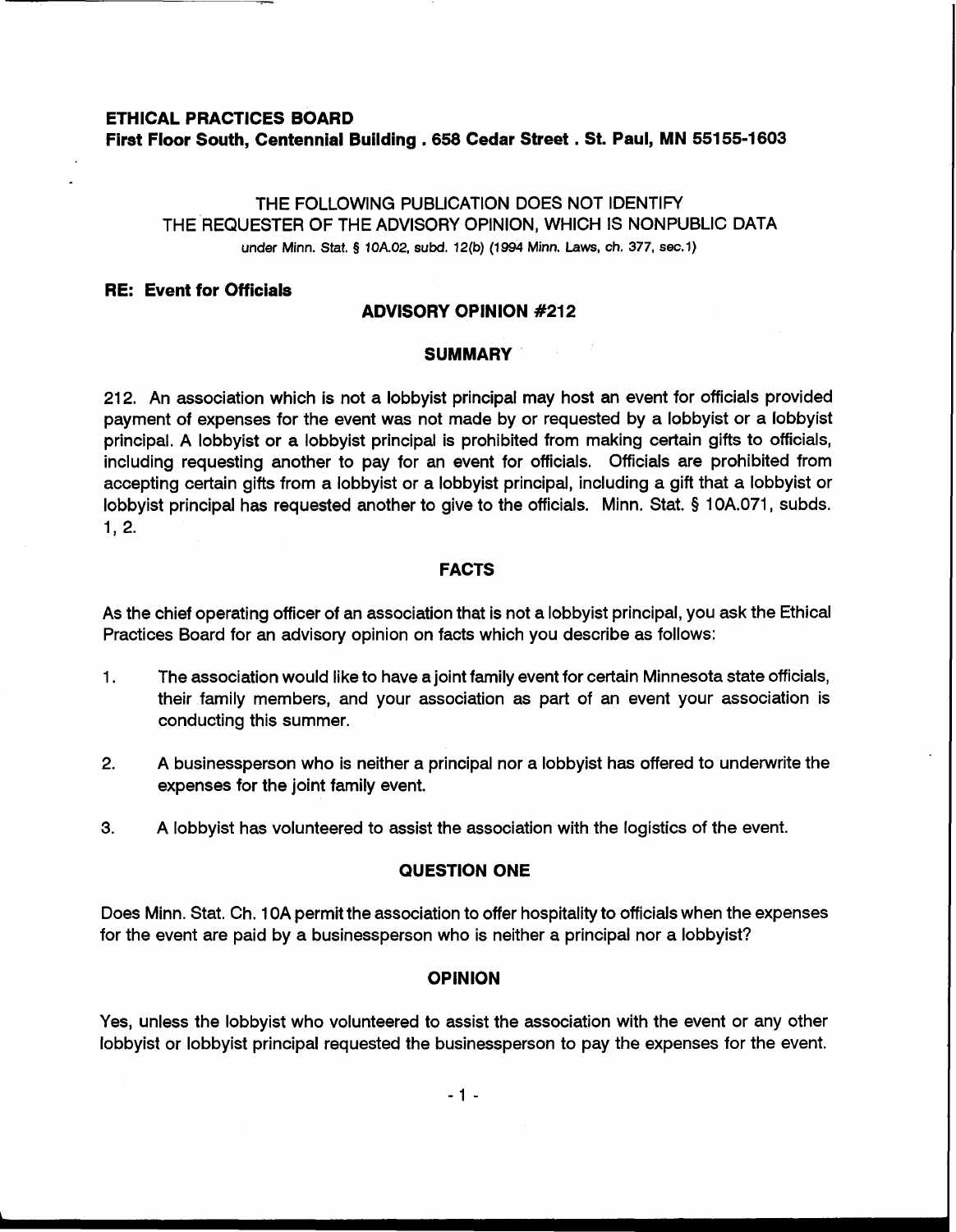**ETHICAL PRACTICES BOARD**
**First Floor South, Centennial Building . 658 Cedar Street . St. Paul, MN 55155-1603**

THE FOLLOWING PUBLICATION DOES NOT IDENTIFY THE REQUESTER OF THE ADVISORY OPINION, WHICH IS NONPUBLIC DATA
under Minn. Stat. § 10A.02, subd. 12(b) (1994 Minn. Laws, ch. 377, sec.1)

**RE: Event for Officials**

## ADVISORY OPINION #212

### SUMMARY

212. An association which is not a lobbyist principal may host an event for officials provided payment of expenses for the event was not made by or requested by a lobbyist or a lobbyist principal. A lobbyist or a lobbyist principal is prohibited from making certain gifts to officials, including requesting another to pay for an event for officials. Officials are prohibited from accepting certain gifts from a lobbyist or a lobbyist principal, including a gift that a lobbyist or lobbyist principal has requested another to give to the officials. Minn. Stat. § 10A.071, subds. 1, 2.

### FACTS

As the chief operating officer of an association that is not a lobbyist principal, you ask the Ethical Practices Board for an advisory opinion on facts which you describe as follows:

1. The association would like to have a joint family event for certain Minnesota state officials, their family members, and your association as part of an event your association is conducting this summer.
2. A businessperson who is neither a principal nor a lobbyist has offered to underwrite the expenses for the joint family event.
3. A lobbyist has volunteered to assist the association with the logistics of the event.

### QUESTION ONE

Does Minn. Stat. Ch. 10A permit the association to offer hospitality to officials when the expenses for the event are paid by a businessperson who is neither a principal nor a lobbyist?

### OPINION

Yes, unless the lobbyist who volunteered to assist the association with the event or any other lobbyist or lobbyist principal requested the businessperson to pay the expenses for the event.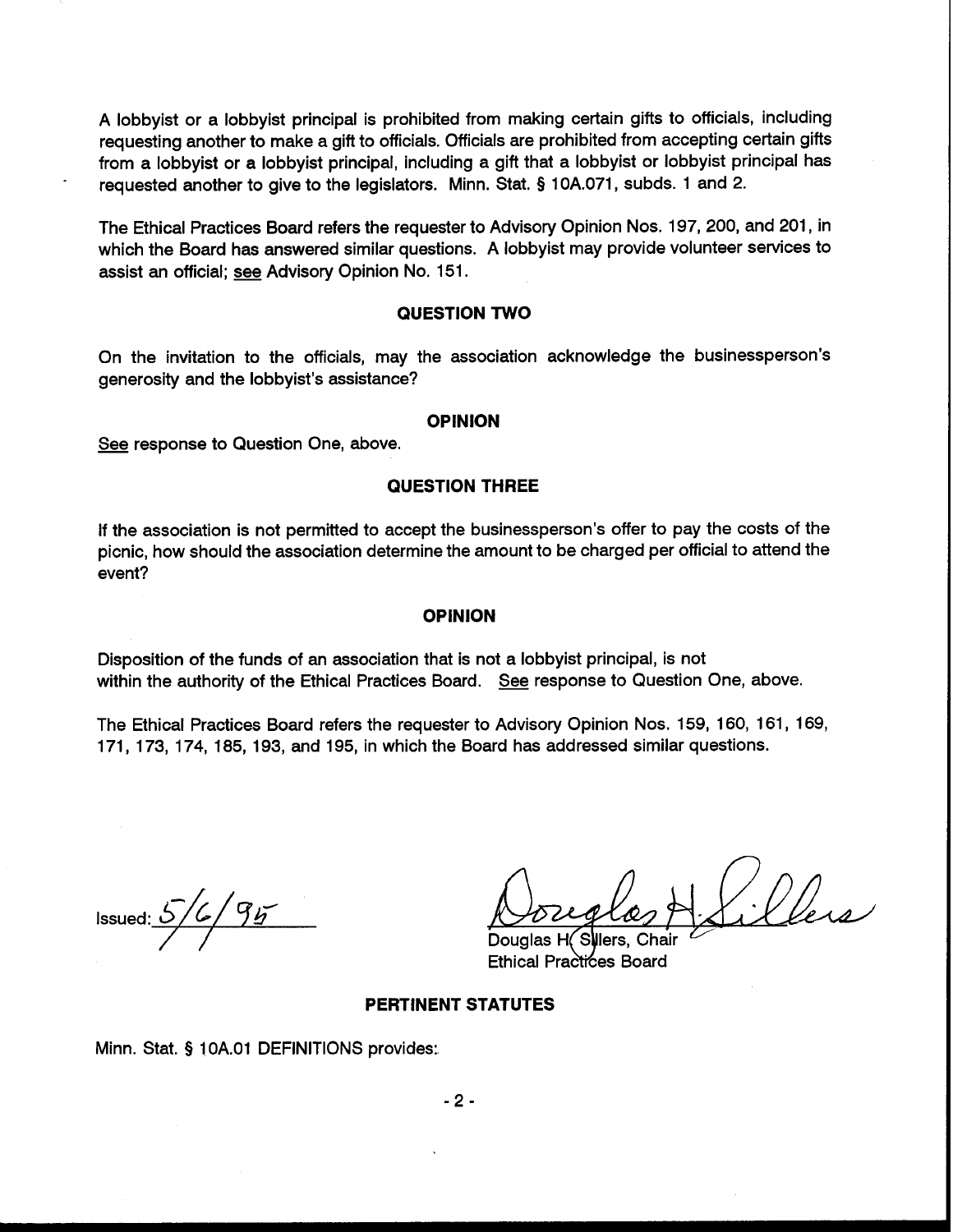A lobbyist or a lobbyist principal is prohibited from making certain gifts to officials, including requesting another to make a gift to officials. Officials are prohibited from accepting certain gifts from a lobbyist or a lobbyist principal, including a gift that a lobbyist or lobbyist principal has requested another to give to the legislators. Minn. Stat. § 10A.071, subds. 1 and 2.

The Ethical Practices Board refers the requester to Advisory Opinion Nos. 197, 200, and 201, in which the Board has answered similar questions. A lobbyist may provide volunteer services to assist an official; see Advisory Opinion No. 151.

### QUESTION TWO

On the invitation to the officials, may the association acknowledge the businessperson's generosity and the lobbyist's assistance?

### OPINION

See response to Question One, above.

### QUESTION THREE

If the association is not permitted to accept the businessperson's offer to pay the costs of the picnic, how should the association determine the amount to be charged per official to attend the event?

### OPINION

Disposition of the funds of an association that is not a lobbyist principal, is not within the authority of the Ethical Practices Board. See response to Question One, above.

The Ethical Practices Board refers the requester to Advisory Opinion Nos. 159, 160, 161, 169, 171, 173, 174, 185, 193, and 195, in which the Board has addressed similar questions.

Issued: 5/6/95

Douglas H. Sillers, Chair
Ethical Practices Board

### PERTINENT STATUTES

Minn. Stat. § 10A.01 DEFINITIONS provides: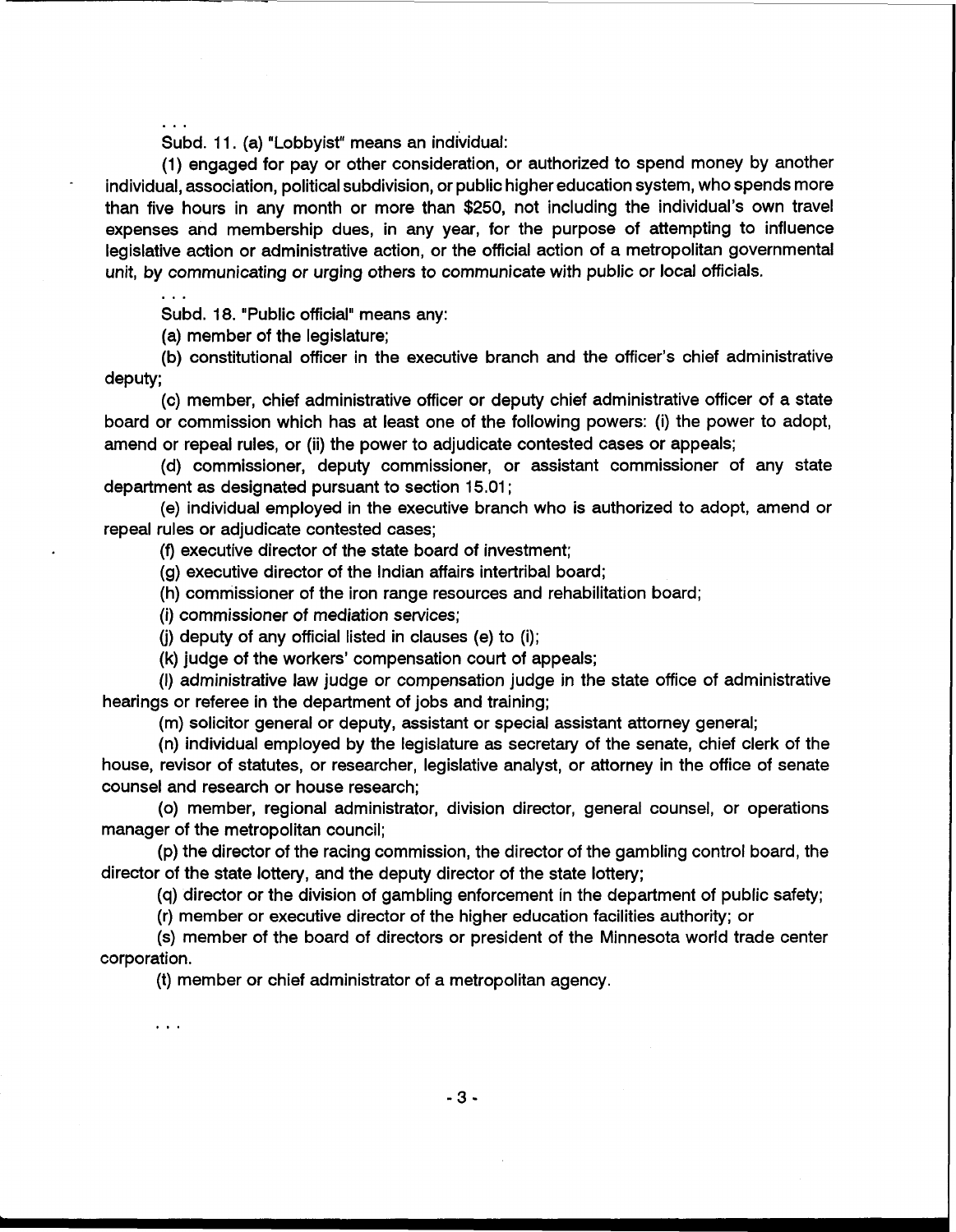. . .

Subd. 11. (a) "Lobbyist" means an individual:

(1) engaged for pay or other consideration, or authorized to spend money by another individual, association, political subdivision, or public higher education system, who spends more than five hours in any month or more than $250, not including the individual's own travel expenses and membership dues, in any year, for the purpose of attempting to influence legislative action or administrative action, or the official action of a metropolitan governmental unit, by communicating or urging others to communicate with public or local officials.

. . .

Subd. 18. "Public official" means any:

(a) member of the legislature;

(b) constitutional officer in the executive branch and the officer's chief administrative deputy;

(c) member, chief administrative officer or deputy chief administrative officer of a state board or commission which has at least one of the following powers: (i) the power to adopt, amend or repeal rules, or (ii) the power to adjudicate contested cases or appeals;

(d) commissioner, deputy commissioner, or assistant commissioner of any state department as designated pursuant to section 15.01;

(e) individual employed in the executive branch who is authorized to adopt, amend or repeal rules or adjudicate contested cases;

(f) executive director of the state board of investment;

(g) executive director of the Indian affairs intertribal board;

(h) commissioner of the iron range resources and rehabilitation board;

(i) commissioner of mediation services;

(j) deputy of any official listed in clauses (e) to (i);

(k) judge of the workers' compensation court of appeals;

(l) administrative law judge or compensation judge in the state office of administrative hearings or referee in the department of jobs and training;

(m) solicitor general or deputy, assistant or special assistant attorney general;

(n) individual employed by the legislature as secretary of the senate, chief clerk of the house, revisor of statutes, or researcher, legislative analyst, or attorney in the office of senate counsel and research or house research;

(o) member, regional administrator, division director, general counsel, or operations manager of the metropolitan council;

(p) the director of the racing commission, the director of the gambling control board, the director of the state lottery, and the deputy director of the state lottery;

(q) director or the division of gambling enforcement in the department of public safety;

(r) member or executive director of the higher education facilities authority; or

(s) member of the board of directors or president of the Minnesota world trade center corporation.

(t) member or chief administrator of a metropolitan agency.

. . .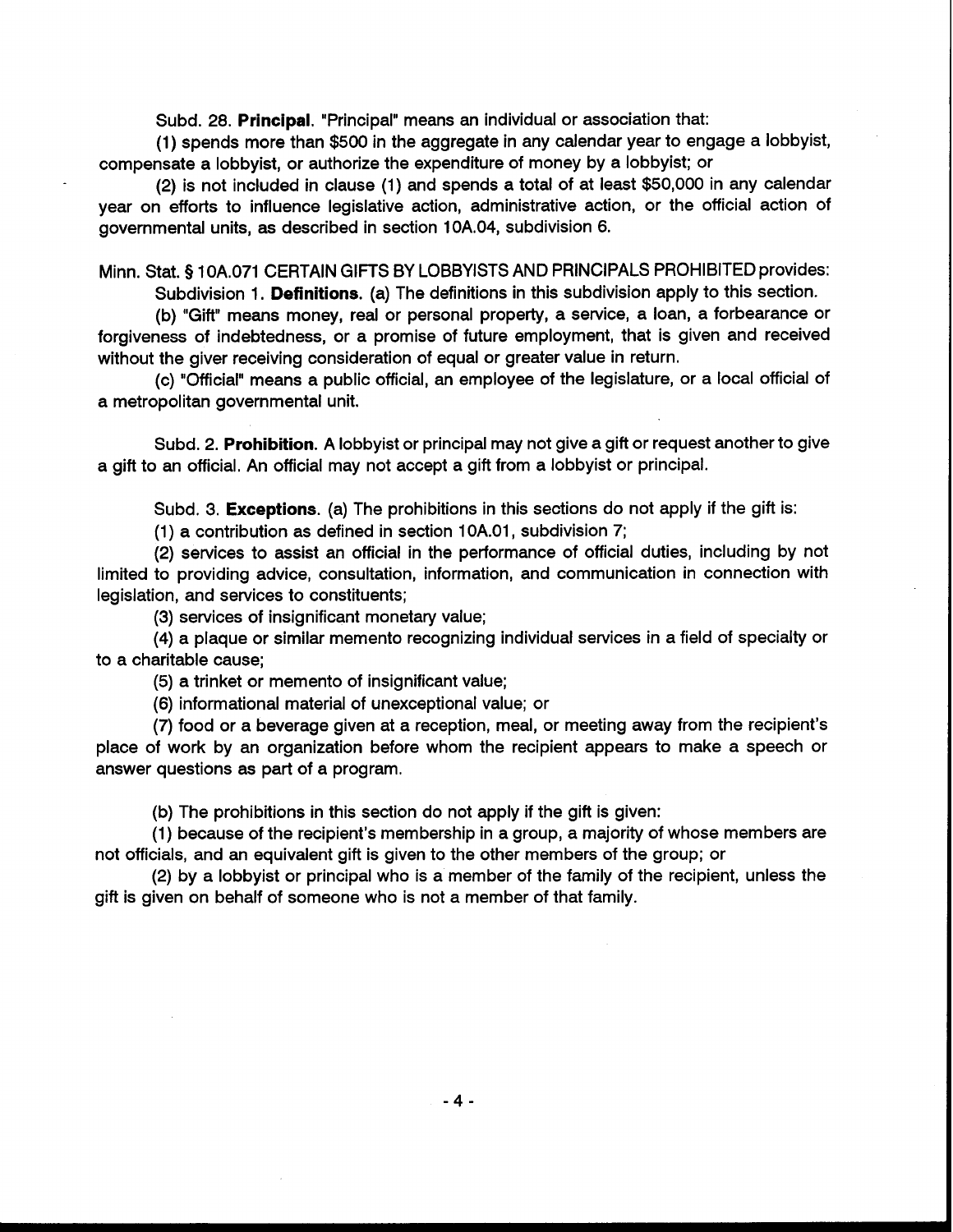Subd. 28. **Principal**. "Principal" means an individual or association that:

(1) spends more than $500 in the aggregate in any calendar year to engage a lobbyist, compensate a lobbyist, or authorize the expenditure of money by a lobbyist; or

(2) is not included in clause (1) and spends a total of at least $50,000 in any calendar year on efforts to influence legislative action, administrative action, or the official action of governmental units, as described in section 10A.04, subdivision 6.

Minn. Stat. § 10A.071 CERTAIN GIFTS BY LOBBYISTS AND PRINCIPALS PROHIBITED provides:

Subdivision 1. **Definitions.** (a) The definitions in this subdivision apply to this section.

(b) "Gift" means money, real or personal property, a service, a loan, a forbearance or forgiveness of indebtedness, or a promise of future employment, that is given and received without the giver receiving consideration of equal or greater value in return.

(c) "Official" means a public official, an employee of the legislature, or a local official of a metropolitan governmental unit.

Subd. 2. **Prohibition.** A lobbyist or principal may not give a gift or request another to give a gift to an official. An official may not accept a gift from a lobbyist or principal.

Subd. 3. **Exceptions.** (a) The prohibitions in this sections do not apply if the gift is:

(1) a contribution as defined in section 10A.01, subdivision 7;

(2) services to assist an official in the performance of official duties, including by not limited to providing advice, consultation, information, and communication in connection with legislation, and services to constituents;

(3) services of insignificant monetary value;

(4) a plaque or similar memento recognizing individual services in a field of specialty or to a charitable cause;

(5) a trinket or memento of insignificant value;

(6) informational material of unexceptional value; or

(7) food or a beverage given at a reception, meal, or meeting away from the recipient's place of work by an organization before whom the recipient appears to make a speech or answer questions as part of a program.

(b) The prohibitions in this section do not apply if the gift is given:

(1) because of the recipient's membership in a group, a majority of whose members are not officials, and an equivalent gift is given to the other members of the group; or

(2) by a lobbyist or principal who is a member of the family of the recipient, unless the gift is given on behalf of someone who is not a member of that family.